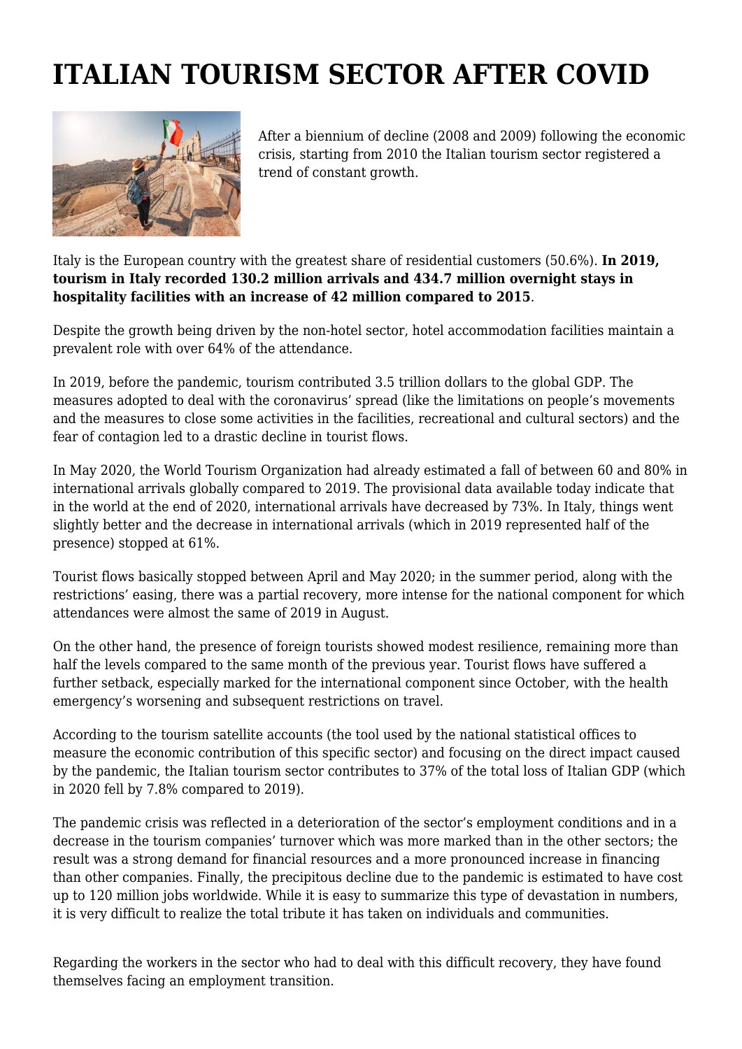# ITALIAN TOURISM SECTOR AFTER COVID

After a biennium of decline (2008 and 2009) following the economic crisis, starting from 2010 the Italian tourism sector registered a trend of constant growth.

Italy is the European country with the greatest share of residential customers (50.6%). **In 2019, tourism in Italy recorded 130.2 million arrivals and 434.7 million overnight stays in hospitality facilities with an increase of 42 million compared to 2015**.

Despite the growth being driven by the non-hotel sector, hotel accommodation facilities maintain a prevalent role with over 64% of the attendance.

In 2019, before the pandemic, tourism contributed 3.5 trillion dollars to the global GDP. The measures adopted to deal with the coronavirus' spread (like the limitations on people's movements and the measures to close some activities in the facilities, recreational and cultural sectors) and the fear of contagion led to a drastic decline in tourist flows.

In May 2020, the World Tourism Organization had already estimated a fall of between 60 and 80% in international arrivals globally compared to 2019. The provisional data available today indicate that in the world at the end of 2020, international arrivals have decreased by 73%. In Italy, things went slightly better and the decrease in international arrivals (which in 2019 represented half of the presence) stopped at 61%.

Tourist flows basically stopped between April and May 2020; in the summer period, along with the restrictions' easing, there was a partial recovery, more intense for the national component for which attendances were almost the same of 2019 in August.

On the other hand, the presence of foreign tourists showed modest resilience, remaining more than half the levels compared to the same month of the previous year. Tourist flows have suffered a further setback, especially marked for the international component since October, with the health emergency's worsening and subsequent restrictions on travel.

According to the tourism satellite accounts (the tool used by the national statistical offices to measure the economic contribution of this specific sector) and focusing on the direct impact caused by the pandemic, the Italian tourism sector contributes to 37% of the total loss of Italian GDP (which in 2020 fell by 7.8% compared to 2019).

The pandemic crisis was reflected in a deterioration of the sector's employment conditions and in a decrease in the tourism companies' turnover which was more marked than in the other sectors; the result was a strong demand for financial resources and a more pronounced increase in financing than other companies. Finally, the precipitous decline due to the pandemic is estimated to have cost up to 120 million jobs worldwide. While it is easy to summarize this type of devastation in numbers, it is very difficult to realize the total tribute it has taken on individuals and communities.

Regarding the workers in the sector who had to deal with this difficult recovery, they have found themselves facing an employment transition.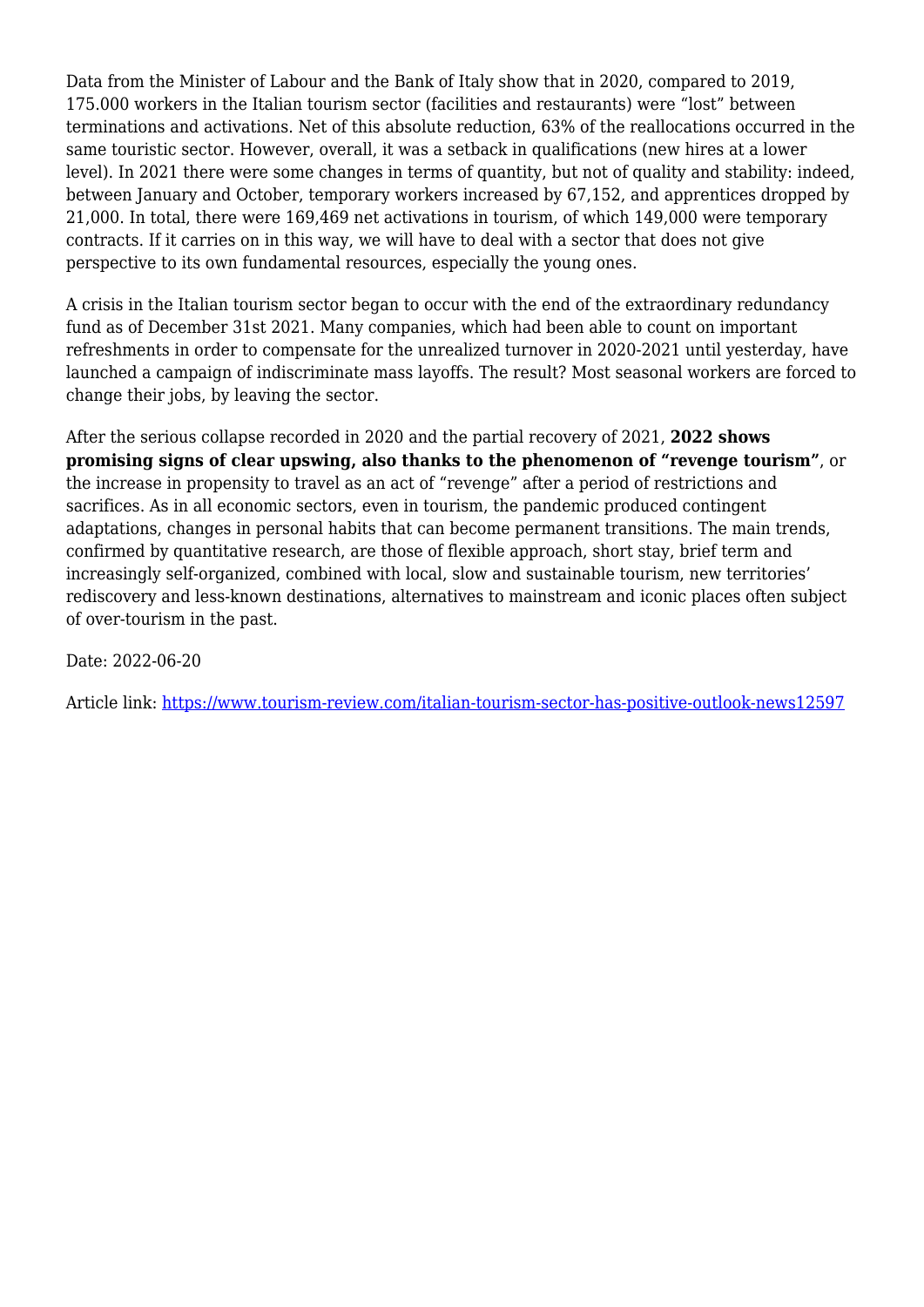Data from the Minister of Labour and the Bank of Italy show that in 2020, compared to 2019, 175.000 workers in the Italian tourism sector (facilities and restaurants) were "lost" between terminations and activations. Net of this absolute reduction, 63% of the reallocations occurred in the same touristic sector. However, overall, it was a setback in qualifications (new hires at a lower level). In 2021 there were some changes in terms of quantity, but not of quality and stability: indeed, between January and October, temporary workers increased by 67,152, and apprentices dropped by 21,000. In total, there were 169,469 net activations in tourism, of which 149,000 were temporary contracts. If it carries on in this way, we will have to deal with a sector that does not give perspective to its own fundamental resources, especially the young ones.

A crisis in the Italian tourism sector began to occur with the end of the extraordinary redundancy fund as of December 31st 2021. Many companies, which had been able to count on important refreshments in order to compensate for the unrealized turnover in 2020-2021 until yesterday, have launched a campaign of indiscriminate mass layoffs. The result? Most seasonal workers are forced to change their jobs, by leaving the sector.

After the serious collapse recorded in 2020 and the partial recovery of 2021, **2022 shows promising signs of clear upswing, also thanks to the phenomenon of "revenge tourism"**, or the increase in propensity to travel as an act of "revenge" after a period of restrictions and sacrifices. As in all economic sectors, even in tourism, the pandemic produced contingent adaptations, changes in personal habits that can become permanent transitions. The main trends, confirmed by quantitative research, are those of flexible approach, short stay, brief term and increasingly self-organized, combined with local, slow and sustainable tourism, new territories' rediscovery and less-known destinations, alternatives to mainstream and iconic places often subject of over-tourism in the past.

Date: 2022-06-20

Article link: [https://www.tourism-review.com/italian-tourism-sector-has-positive-outlook-news12597](https://www.tourism-review.com/italian-tourism-sector-has-positive-outlook-news12597)